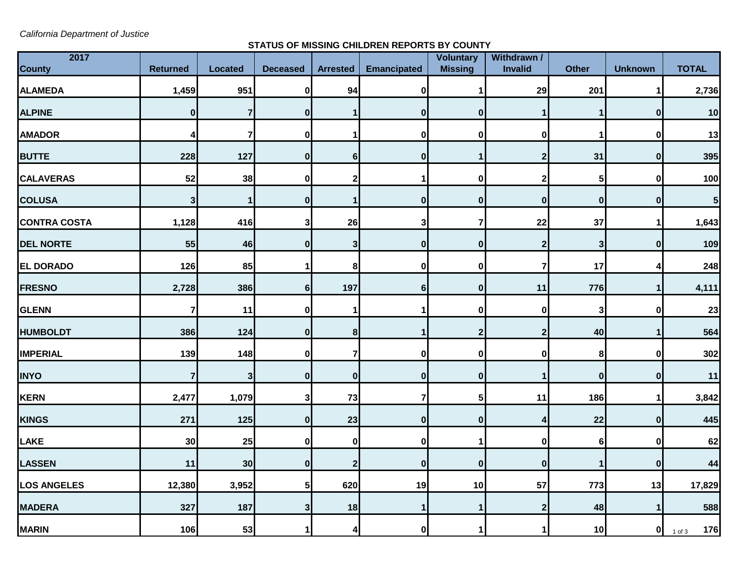*California Department of Justice*

**STATUS OF MISSING CHILDREN REPORTS BY COUNTY**

| 2017 County | Returned | Located | Deceased | Arrested | Emancipated | Voluntary Missing | Withdrawn / Invalid | Other | Unknown | TOTAL |
|---|---|---|---|---|---|---|---|---|---|---|
| ALAMEDA | 1,459 | 951 | 0 | 94 | 0 | 1 | 29 | 201 | 1 | 2,736 |
| ALPINE | 0 | 7 | 0 | 1 | 0 | 0 | 1 | 1 | 0 | 10 |
| AMADOR | 4 | 7 | 0 | 1 | 0 | 0 | 0 | 1 | 0 | 13 |
| BUTTE | 228 | 127 | 0 | 6 | 0 | 1 | 2 | 31 | 0 | 395 |
| CALAVERAS | 52 | 38 | 0 | 2 | 1 | 0 | 2 | 5 | 0 | 100 |
| COLUSA | 3 | 1 | 0 | 1 | 0 | 0 | 0 | 0 | 0 | 5 |
| CONTRA COSTA | 1,128 | 416 | 3 | 26 | 3 | 7 | 22 | 37 | 1 | 1,643 |
| DEL NORTE | 55 | 46 | 0 | 3 | 0 | 0 | 2 | 3 | 0 | 109 |
| EL DORADO | 126 | 85 | 1 | 8 | 0 | 0 | 7 | 17 | 4 | 248 |
| FRESNO | 2,728 | 386 | 6 | 197 | 6 | 0 | 11 | 776 | 1 | 4,111 |
| GLENN | 7 | 11 | 0 | 1 | 1 | 0 | 0 | 3 | 0 | 23 |
| HUMBOLDT | 386 | 124 | 0 | 8 | 1 | 2 | 2 | 40 | 1 | 564 |
| IMPERIAL | 139 | 148 | 0 | 7 | 0 | 0 | 0 | 8 | 0 | 302 |
| INYO | 7 | 3 | 0 | 0 | 0 | 0 | 1 | 0 | 0 | 11 |
| KERN | 2,477 | 1,079 | 3 | 73 | 7 | 5 | 11 | 186 | 1 | 3,842 |
| KINGS | 271 | 125 | 0 | 23 | 0 | 0 | 4 | 22 | 0 | 445 |
| LAKE | 30 | 25 | 0 | 0 | 0 | 1 | 0 | 6 | 0 | 62 |
| LASSEN | 11 | 30 | 0 | 2 | 0 | 0 | 0 | 1 | 0 | 44 |
| LOS ANGELES | 12,380 | 3,952 | 5 | 620 | 19 | 10 | 57 | 773 | 13 | 17,829 |
| MADERA | 327 | 187 | 3 | 18 | 1 | 1 | 2 | 48 | 1 | 588 |
| MARIN | 106 | 53 | 1 | 4 | 0 | 1 | 1 | 10 | 0 | 176 |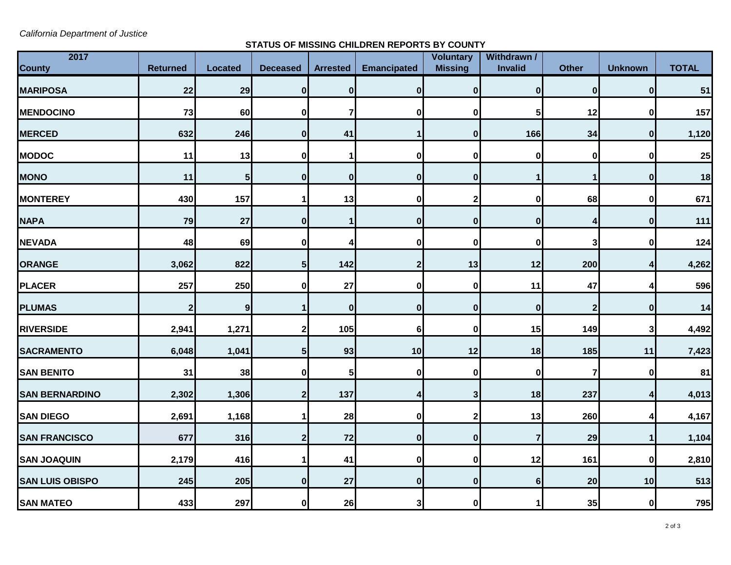*California Department of Justice*

**STATUS OF MISSING CHILDREN REPORTS BY COUNTY**

| 2017 County | Returned | Located | Deceased | Arrested | Emancipated | Voluntary Missing | Withdrawn / Invalid | Other | Unknown | TOTAL |
|---|---|---|---|---|---|---|---|---|---|---|
| MARIPOSA | 22 | 29 | 0 | 0 | 0 | 0 | 0 | 0 | 0 | 51 |
| MENDOCINO | 73 | 60 | 0 | 7 | 0 | 0 | 5 | 12 | 0 | 157 |
| MERCED | 632 | 246 | 0 | 41 | 1 | 0 | 166 | 34 | 0 | 1,120 |
| MODOC | 11 | 13 | 0 | 1 | 0 | 0 | 0 | 0 | 0 | 25 |
| MONO | 11 | 5 | 0 | 0 | 0 | 0 | 1 | 1 | 0 | 18 |
| MONTEREY | 430 | 157 | 1 | 13 | 0 | 2 | 0 | 68 | 0 | 671 |
| NAPA | 79 | 27 | 0 | 1 | 0 | 0 | 0 | 4 | 0 | 111 |
| NEVADA | 48 | 69 | 0 | 4 | 0 | 0 | 0 | 3 | 0 | 124 |
| ORANGE | 3,062 | 822 | 5 | 142 | 2 | 13 | 12 | 200 | 4 | 4,262 |
| PLACER | 257 | 250 | 0 | 27 | 0 | 0 | 11 | 47 | 4 | 596 |
| PLUMAS | 2 | 9 | 1 | 0 | 0 | 0 | 0 | 2 | 0 | 14 |
| RIVERSIDE | 2,941 | 1,271 | 2 | 105 | 6 | 0 | 15 | 149 | 3 | 4,492 |
| SACRAMENTO | 6,048 | 1,041 | 5 | 93 | 10 | 12 | 18 | 185 | 11 | 7,423 |
| SAN BENITO | 31 | 38 | 0 | 5 | 0 | 0 | 0 | 7 | 0 | 81 |
| SAN BERNARDINO | 2,302 | 1,306 | 2 | 137 | 4 | 3 | 18 | 237 | 4 | 4,013 |
| SAN DIEGO | 2,691 | 1,168 | 1 | 28 | 0 | 2 | 13 | 260 | 4 | 4,167 |
| SAN FRANCISCO | 677 | 316 | 2 | 72 | 0 | 0 | 7 | 29 | 1 | 1,104 |
| SAN JOAQUIN | 2,179 | 416 | 1 | 41 | 0 | 0 | 12 | 161 | 0 | 2,810 |
| SAN LUIS OBISPO | 245 | 205 | 0 | 27 | 0 | 0 | 6 | 20 | 10 | 513 |
| SAN MATEO | 433 | 297 | 0 | 26 | 3 | 0 | 1 | 35 | 0 | 795 |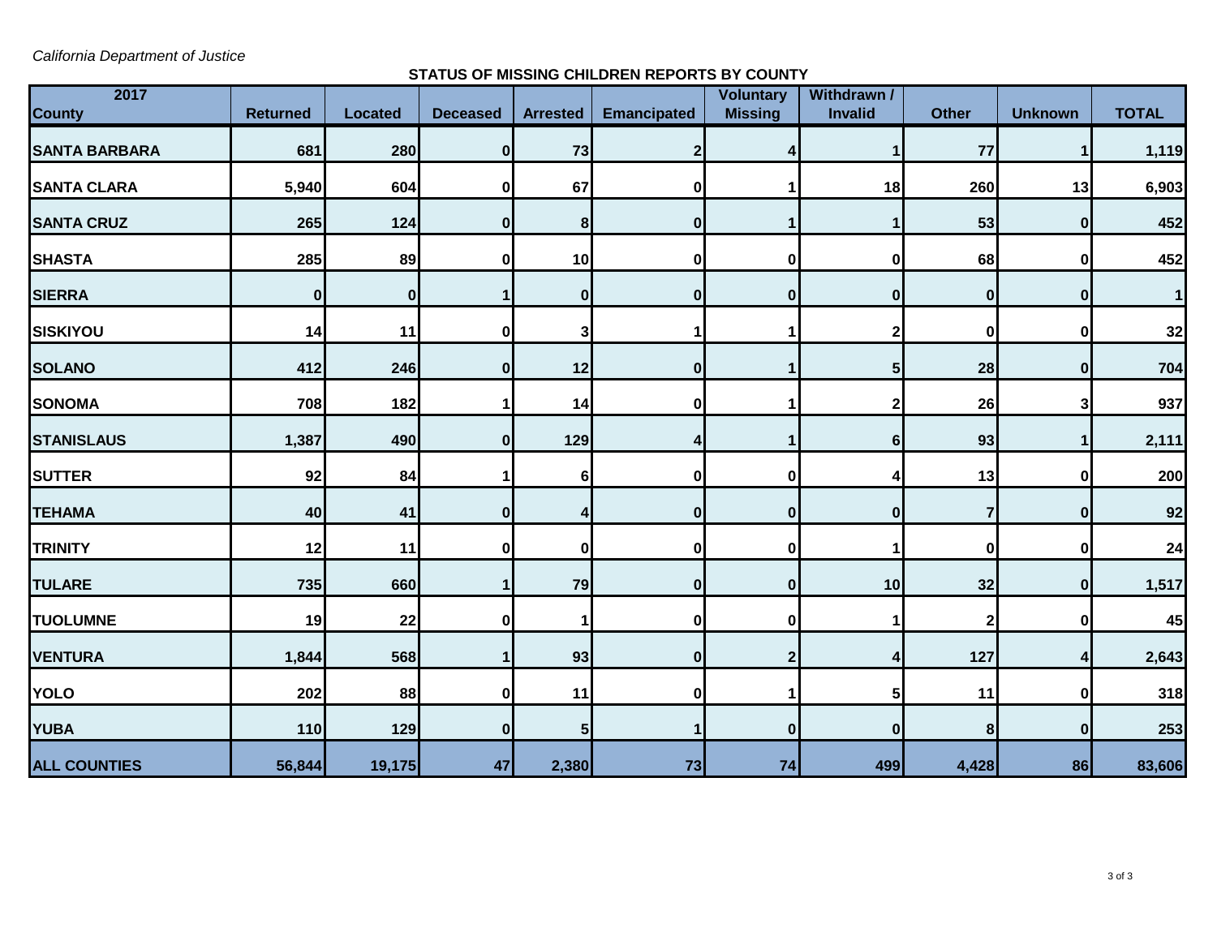*California Department of Justice*

**STATUS OF MISSING CHILDREN REPORTS BY COUNTY**

| 2017 County | Returned | Located | Deceased | Arrested | Emancipated | Voluntary Missing | Withdrawn / Invalid | Other | Unknown | TOTAL |
|---|---|---|---|---|---|---|---|---|---|---|
| SANTA BARBARA | 681 | 280 | 0 | 73 | 2 | 4 | 1 | 77 | 1 | 1,119 |
| SANTA CLARA | 5,940 | 604 | 0 | 67 | 0 | 1 | 18 | 260 | 13 | 6,903 |
| SANTA CRUZ | 265 | 124 | 0 | 8 | 0 | 1 | 1 | 53 | 0 | 452 |
| SHASTA | 285 | 89 | 0 | 10 | 0 | 0 | 0 | 68 | 0 | 452 |
| SIERRA | 0 | 0 | 1 | 0 | 0 | 0 | 0 | 0 | 0 | 1 |
| SISKIYOU | 14 | 11 | 0 | 3 | 1 | 1 | 2 | 0 | 0 | 32 |
| SOLANO | 412 | 246 | 0 | 12 | 0 | 1 | 5 | 28 | 0 | 704 |
| SONOMA | 708 | 182 | 1 | 14 | 0 | 1 | 2 | 26 | 3 | 937 |
| STANISLAUS | 1,387 | 490 | 0 | 129 | 4 | 1 | 6 | 93 | 1 | 2,111 |
| SUTTER | 92 | 84 | 1 | 6 | 0 | 0 | 4 | 13 | 0 | 200 |
| TEHAMA | 40 | 41 | 0 | 4 | 0 | 0 | 0 | 7 | 0 | 92 |
| TRINITY | 12 | 11 | 0 | 0 | 0 | 0 | 1 | 0 | 0 | 24 |
| TULARE | 735 | 660 | 1 | 79 | 0 | 0 | 10 | 32 | 0 | 1,517 |
| TUOLUMNE | 19 | 22 | 0 | 1 | 0 | 0 | 1 | 2 | 0 | 45 |
| VENTURA | 1,844 | 568 | 1 | 93 | 0 | 2 | 4 | 127 | 4 | 2,643 |
| YOLO | 202 | 88 | 0 | 11 | 0 | 1 | 5 | 11 | 0 | 318 |
| YUBA | 110 | 129 | 0 | 5 | 1 | 0 | 0 | 8 | 0 | 253 |
| ALL COUNTIES | 56,844 | 19,175 | 47 | 2,380 | 73 | 74 | 499 | 4,428 | 86 | 83,606 |